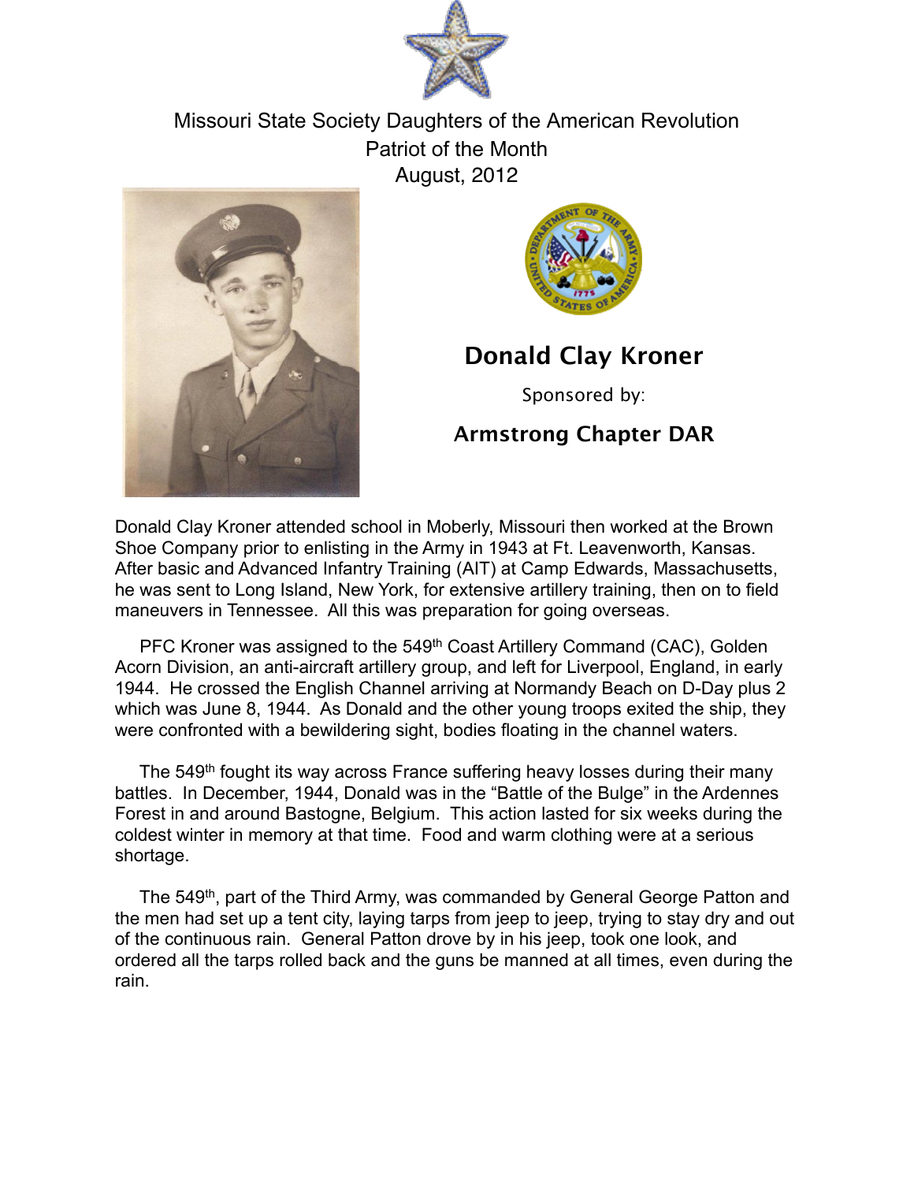Missouri State Society Daughters of the American Revolution
Patriot of the Month
August, 2012

## Donald Clay Kroner

Sponsored by:

**Armstrong Chapter DAR**

Donald Clay Kroner attended school in Moberly, Missouri then worked at the Brown Shoe Company prior to enlisting in the Army in 1943 at Ft. Leavenworth, Kansas. After basic and Advanced Infantry Training (AIT) at Camp Edwards, Massachusetts, he was sent to Long Island, New York, for extensive artillery training, then on to field maneuvers in Tennessee. All this was preparation for going overseas.

PFC Kroner was assigned to the 549th Coast Artillery Command (CAC), Golden Acorn Division, an anti-aircraft artillery group, and left for Liverpool, England, in early 1944. He crossed the English Channel arriving at Normandy Beach on D-Day plus 2 which was June 8, 1944. As Donald and the other young troops exited the ship, they were confronted with a bewildering sight, bodies floating in the channel waters.

The 549th fought its way across France suffering heavy losses during their many battles. In December, 1944, Donald was in the "Battle of the Bulge" in the Ardennes Forest in and around Bastogne, Belgium. This action lasted for six weeks during the coldest winter in memory at that time. Food and warm clothing were at a serious shortage.

The 549th, part of the Third Army, was commanded by General George Patton and the men had set up a tent city, laying tarps from jeep to jeep, trying to stay dry and out of the continuous rain. General Patton drove by in his jeep, took one look, and ordered all the tarps rolled back and the guns be manned at all times, even during the rain.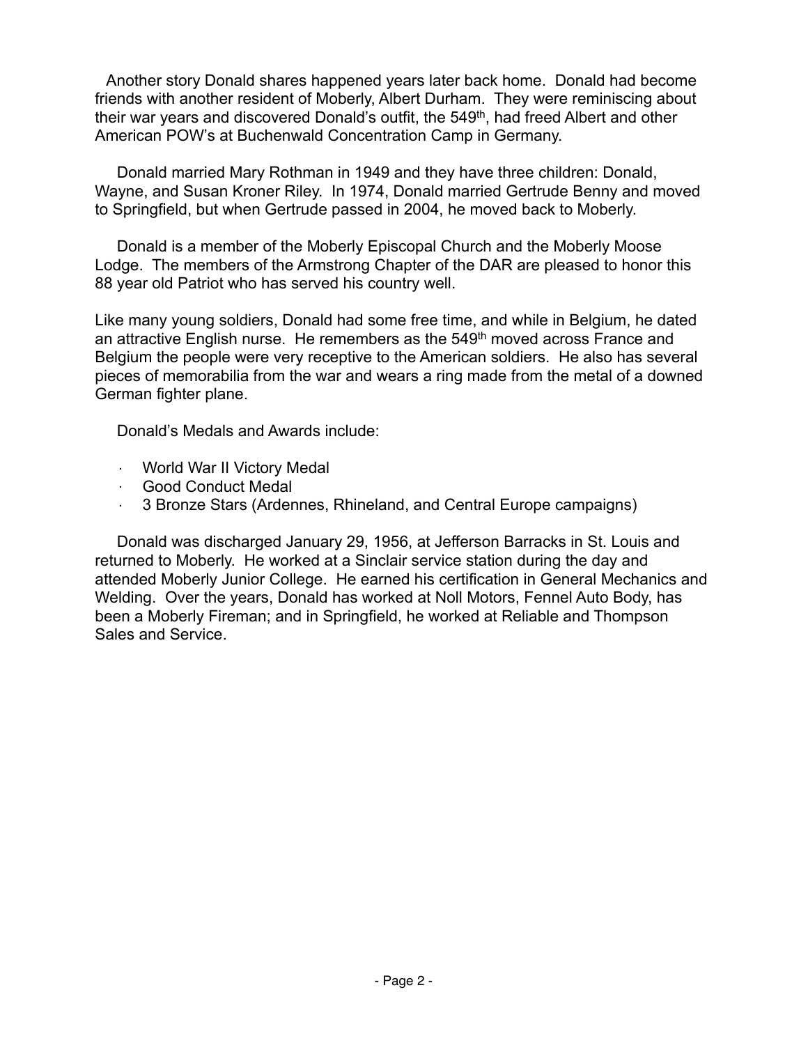Another story Donald shares happened years later back home. Donald had become friends with another resident of Moberly, Albert Durham. They were reminiscing about their war years and discovered Donald's outfit, the 549th, had freed Albert and other American POW's at Buchenwald Concentration Camp in Germany.

Donald married Mary Rothman in 1949 and they have three children: Donald, Wayne, and Susan Kroner Riley. In 1974, Donald married Gertrude Benny and moved to Springfield, but when Gertrude passed in 2004, he moved back to Moberly.

Donald is a member of the Moberly Episcopal Church and the Moberly Moose Lodge. The members of the Armstrong Chapter of the DAR are pleased to honor this 88 year old Patriot who has served his country well.

Like many young soldiers, Donald had some free time, and while in Belgium, he dated an attractive English nurse. He remembers as the 549th moved across France and Belgium the people were very receptive to the American soldiers. He also has several pieces of memorabilia from the war and wears a ring made from the metal of a downed German fighter plane.

Donald's Medals and Awards include:

- World War II Victory Medal
- Good Conduct Medal
- 3 Bronze Stars (Ardennes, Rhineland, and Central Europe campaigns)

Donald was discharged January 29, 1956, at Jefferson Barracks in St. Louis and returned to Moberly. He worked at a Sinclair service station during the day and attended Moberly Junior College. He earned his certification in General Mechanics and Welding. Over the years, Donald has worked at Noll Motors, Fennel Auto Body, has been a Moberly Fireman; and in Springfield, he worked at Reliable and Thompson Sales and Service.